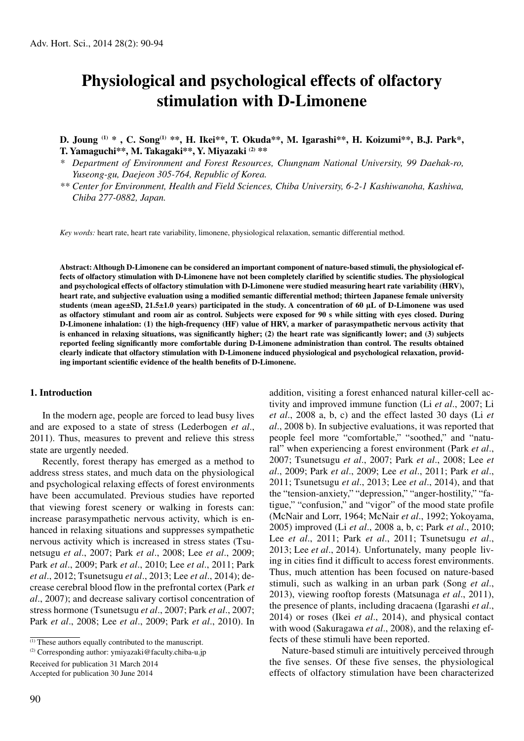#  Physiological and psychological effects of olfactory stimulation with D-Limonene

**D. Joung [(1)] * , C. Song[(1)] **, H. Ikei**, T. Okuda**, M. Igarashi**, H. Koizumi**, B.J. Park*, T. Yamaguchi**, M. Takagaki**, Y. Miyazaki [(2)] ****

\* *Department of Environment and Forest Resources, Chungnam National University, 99 Daehak-ro, Yuseong-gu, Daejeon 305-764, Republic of Korea.*

\*\* *Center for Environment, Health and Field Sciences, Chiba University, 6-2-1 Kashiwanoha, Kashiwa, Chiba 277-0882, Japan.*

*Key words:* heart rate, heart rate variability, limonene, physiological relaxation, semantic differential method.

**Abstract: Although D-Limonene can be considered an important component of nature-based stimuli, the physiological effects of olfactory stimulation with D-Limonene have not been completely clarified by scientific studies. The physiological and psychological effects of olfactory stimulation with D-Limonene were studied measuring heart rate variability (HRV), heart rate, and subjective evaluation using a modified semantic differential method; thirteen Japanese female university students (mean age±SD, 21.5±1.0 years) participated in the study. A concentration of 60 μL of D-Limonene was used as olfactory stimulant and room air as control. Subjects were exposed for 90 s while sitting with eyes closed. During D-Limonene inhalation: (1) the high-frequency (HF) value of HRV, a marker of parasympathetic nervous activity that is enhanced in relaxing situations, was significantly higher; (2) the heart rate was significantly lower; and (3) subjects reported feeling significantly more comfortable during D-Limonene administration than control. The results obtained clearly indicate that olfactory stimulation with D-Limonene induced physiological and psychological relaxation, providing important scientific evidence of the health benefits of D-Limonene.**

## 1. Introduction

In the modern age, people are forced to lead busy lives and are exposed to a state of stress (Lederbogen *et al*., 2011). Thus, measures to prevent and relieve this stress state are urgently needed.

Recently, forest therapy has emerged as a method to address stress states, and much data on the physiological and psychological relaxing effects of forest environments have been accumulated. Previous studies have reported that viewing forest scenery or walking in forests can: increase parasympathetic nervous activity, which is enhanced in relaxing situations and suppresses sympathetic nervous activity which is increased in stress states (Tsunetsugu *et al*., 2007; Park *et al*., 2008; Lee *et al*., 2009; Park *et al*., 2009; Park *et al*., 2010; Lee *et al*., 2011; Park *et al*., 2012; Tsunetsugu *et al*., 2013; Lee *et al*., 2014); decrease cerebral blood flow in the prefrontal cortex (Park *et al*., 2007); and decrease salivary cortisol concentration of stress hormone (Tsunetsugu *et al*., 2007; Park *et al*., 2007; Park *et al*., 2008; Lee *et al*., 2009; Park *et al*., 2010). In addition, visiting a forest enhanced natural killer-cell activity and improved immune function (Li *et al*., 2007; Li *et al*., 2008 a, b, c) and the effect lasted 30 days (Li *et al*., 2008 b). In subjective evaluations, it was reported that people feel more "comfortable," "soothed," and "natural" when experiencing a forest environment (Park *et al*., 2007; Tsunetsugu *et al*., 2007; Park *et al*., 2008; Lee *et al*., 2009; Park *et al*., 2009; Lee *et al*., 2011; Park *et al*., 2011; Tsunetsugu *et al*., 2013; Lee *et al*., 2014), and that the "tension-anxiety," "depression," "anger-hostility," "fatigue," "confusion," and "vigor" of the mood state profile (McNair and Lorr, 1964; McNair *et al*., 1992; Yokoyama, 2005) improved (Li *et al*., 2008 a, b, c; Park *et al*., 2010; Lee *et al*., 2011; Park *et al*., 2011; Tsunetsugu *et al*., 2013; Lee *et al*., 2014). Unfortunately, many people living in cities find it difficult to access forest environments. Thus, much attention has been focused on nature-based stimuli, such as walking in an urban park (Song *et al*., 2013), viewing rooftop forests (Matsunaga *et al*., 2011), the presence of plants, including dracaena (Igarashi *et al*., 2014) or roses (Ikei *et al*., 2014), and physical contact with wood (Sakuragawa *et al*., 2008), and the relaxing effects of these stimuli have been reported.

Nature-based stimuli are intuitively perceived through the five senses. Of these five senses, the physiological effects of olfactory stimulation have been characterized

---

(1) These authors equally contributed to the manuscript.

(2) Corresponding author: ymiyazaki@faculty.chiba-u.jp

Received for publication 31 March 2014
Accepted for publication 30 June 2014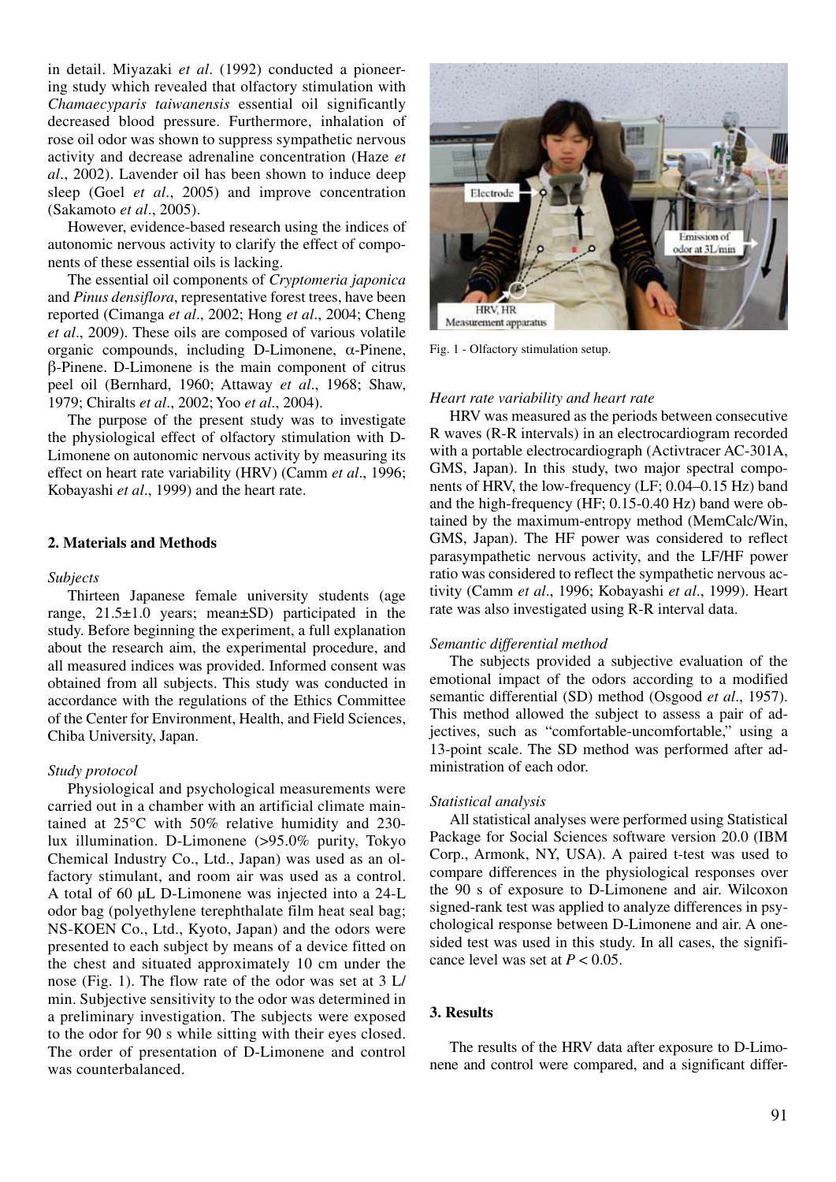in detail. Miyazaki *et al*. (1992) conducted a pioneering study which revealed that olfactory stimulation with *Chamaecyparis taiwanensis* essential oil significantly decreased blood pressure. Furthermore, inhalation of rose oil odor was shown to suppress sympathetic nervous activity and decrease adrenaline concentration (Haze *et al*., 2002). Lavender oil has been shown to induce deep sleep (Goel *et al*., 2005) and improve concentration (Sakamoto *et al*., 2005).

However, evidence-based research using the indices of autonomic nervous activity to clarify the effect of components of these essential oils is lacking.

The essential oil components of *Cryptomeria japonica* and *Pinus densiflora*, representative forest trees, have been reported (Cimanga *et al*., 2002; Hong *et al*., 2004; Cheng *et al*., 2009). These oils are composed of various volatile organic compounds, including D-Limonene, α-Pinene, β-Pinene. D-Limonene is the main component of citrus peel oil (Bernhard, 1960; Attaway *et al*., 1968; Shaw, 1979; Chiralts *et al*., 2002; Yoo *et al*., 2004).

The purpose of the present study was to investigate the physiological effect of olfactory stimulation with D-Limonene on autonomic nervous activity by measuring its effect on heart rate variability (HRV) (Camm *et al*., 1996; Kobayashi *et al*., 1999) and the heart rate.

## 2. Materials and Methods

### *Subjects*

Thirteen Japanese female university students (age range, 21.5±1.0 years; mean±SD) participated in the study. Before beginning the experiment, a full explanation about the research aim, the experimental procedure, and all measured indices was provided. Informed consent was obtained from all subjects. This study was conducted in accordance with the regulations of the Ethics Committee of the Center for Environment, Health, and Field Sciences, Chiba University, Japan.

### *Study protocol*

Physiological and psychological measurements were carried out in a chamber with an artificial climate maintained at 25°C with 50% relative humidity and 230-lux illumination. D-Limonene (>95.0% purity, Tokyo Chemical Industry Co., Ltd., Japan) was used as an olfactory stimulant, and room air was used as a control. A total of 60 μL D-Limonene was injected into a 24-L odor bag (polyethylene terephthalate film heat seal bag; NS-KOEN Co., Ltd., Kyoto, Japan) and the odors were presented to each subject by means of a device fitted on the chest and situated approximately 10 cm under the nose (Fig. 1). The flow rate of the odor was set at 3 L/min. Subjective sensitivity to the odor was determined in a preliminary investigation. The subjects were exposed to the odor for 90 s while sitting with their eyes closed. The order of presentation of D-Limonene and control was counterbalanced.

Fig. 1 - Olfactory stimulation setup.

### *Heart rate variability and heart rate*

HRV was measured as the periods between consecutive R waves (R-R intervals) in an electrocardiogram recorded with a portable electrocardiograph (Activtracer AC-301A, GMS, Japan). In this study, two major spectral components of HRV, the low-frequency (LF; 0.04–0.15 Hz) band and the high-frequency (HF; 0.15-0.40 Hz) band were obtained by the maximum-entropy method (MemCalc/Win, GMS, Japan). The HF power was considered to reflect parasympathetic nervous activity, and the LF/HF power ratio was considered to reflect the sympathetic nervous activity (Camm *et al*., 1996; Kobayashi *et al*., 1999). Heart rate was also investigated using R-R interval data.

### *Semantic differential method*

The subjects provided a subjective evaluation of the emotional impact of the odors according to a modified semantic differential (SD) method (Osgood *et al*., 1957). This method allowed the subject to assess a pair of adjectives, such as "comfortable-uncomfortable," using a 13-point scale. The SD method was performed after administration of each odor.

### *Statistical analysis*

All statistical analyses were performed using Statistical Package for Social Sciences software version 20.0 (IBM Corp., Armonk, NY, USA). A paired t-test was used to compare differences in the physiological responses over the 90 s of exposure to D-Limonene and air. Wilcoxon signed-rank test was applied to analyze differences in psychological response between D-Limonene and air. A one-sided test was used in this study. In all cases, the significance level was set at $P < 0.05$.

## 3. Results

The results of the HRV data after exposure to D-Limonene and control were compared, and a significant differ-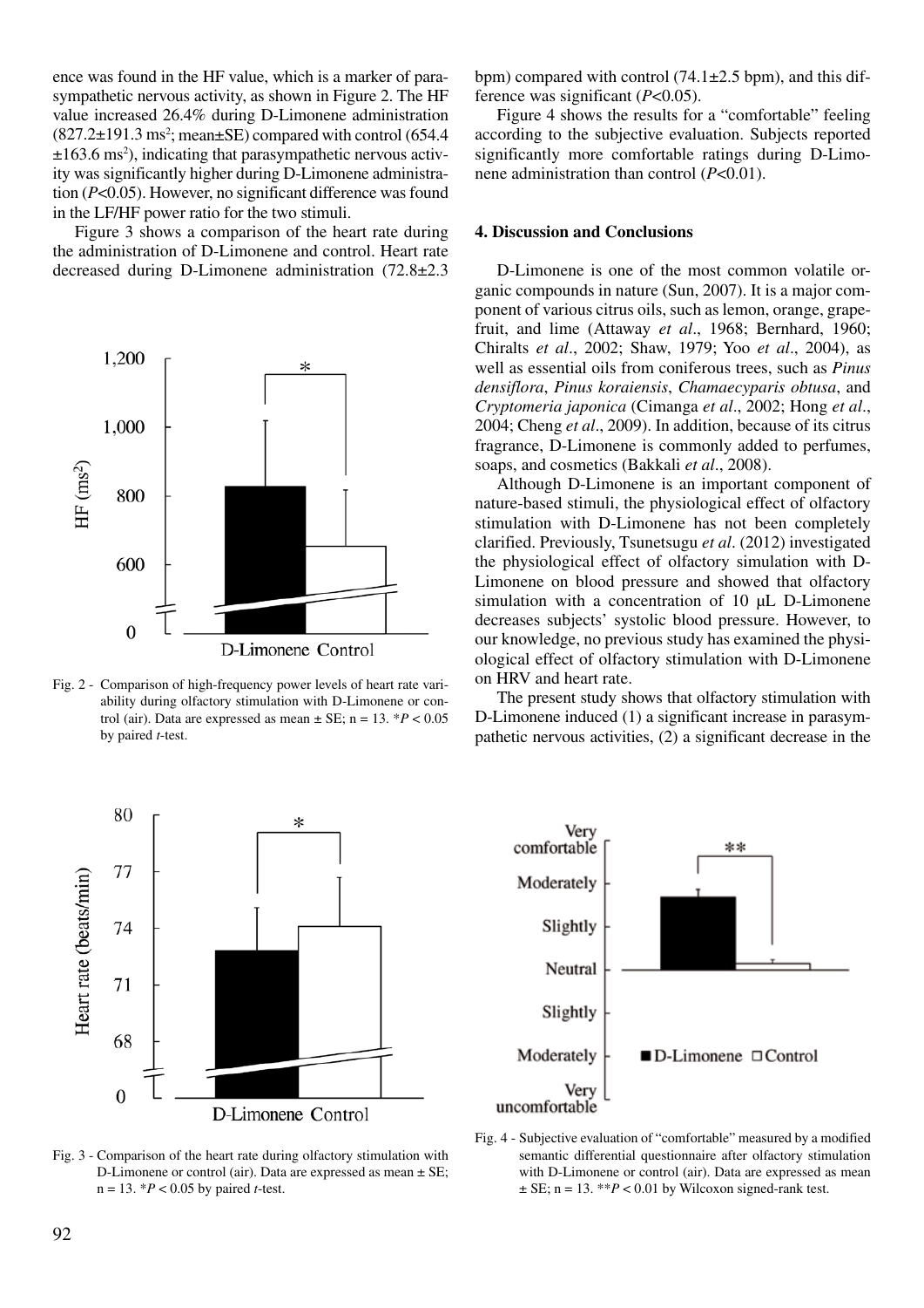ence was found in the HF value, which is a marker of parasympathetic nervous activity, as shown in Figure 2. The HF value increased 26.4% during D-Limonene administration (827.2±191.3 ms$^2$; mean±SE) compared with control (654.4 ±163.6 ms$^2$), indicating that parasympathetic nervous activity was significantly higher during D-Limonene administration ($P$<0.05). However, no significant difference was found in the LF/HF power ratio for the two stimuli.

Figure 3 shows a comparison of the heart rate during the administration of D-Limonene and control. Heart rate decreased during D-Limonene administration (72.8±2.3 bpm) compared with control (74.1±2.5 bpm), and this difference was significant ($P$<0.05).

Fig. 2 - Comparison of high-frequency power levels of heart rate variability during olfactory stimulation with D-Limonene or control (air). Data are expressed as mean ± SE; n = 13. *$P$ < 0.05 by paired $t$-test.

Figure 4 shows the results for a "comfortable" feeling according to the subjective evaluation. Subjects reported significantly more comfortable ratings during D-Limonene administration than control ($P$<0.01).

## 4. Discussion and Conclusions

D-Limonene is one of the most common volatile organic compounds in nature (Sun, 2007). It is a major component of various citrus oils, such as lemon, orange, grapefruit, and lime (Attaway *et al*., 1968; Bernhard, 1960; Chiralts *et al*., 2002; Shaw, 1979; Yoo *et al*., 2004), as well as essential oils from coniferous trees, such as *Pinus densiflora*, *Pinus koraiensis*, *Chamaecyparis obtusa*, and *Cryptomeria japonica* (Cimanga *et al*., 2002; Hong *et al*., 2004; Cheng *et al*., 2009). In addition, because of its citrus fragrance, D-Limonene is commonly added to perfumes, soaps, and cosmetics (Bakkali *et al*., 2008).

Although D-Limonene is an important component of nature-based stimuli, the physiological effect of olfactory stimulation with D-Limonene has not been completely clarified. Previously, Tsunetsugu *et al*. (2012) investigated the physiological effect of olfactory simulation with D-Limonene on blood pressure and showed that olfactory simulation with a concentration of 10 μL D-Limonene decreases subjects' systolic blood pressure. However, to our knowledge, no previous study has examined the physiological effect of olfactory stimulation with D-Limonene on HRV and heart rate.

The present study shows that olfactory stimulation with D-Limonene induced (1) a significant increase in parasympathetic nervous activities, (2) a significant decrease in the

Fig. 3 - Comparison of the heart rate during olfactory stimulation with D-Limonene or control (air). Data are expressed as mean ± SE; n = 13. *$P$ < 0.05 by paired $t$-test.

Fig. 4 - Subjective evaluation of "comfortable" measured by a modified semantic differential questionnaire after olfactory stimulation with D-Limonene or control (air). Data are expressed as mean ± SE; n = 13. **$P$ < 0.01 by Wilcoxon signed-rank test.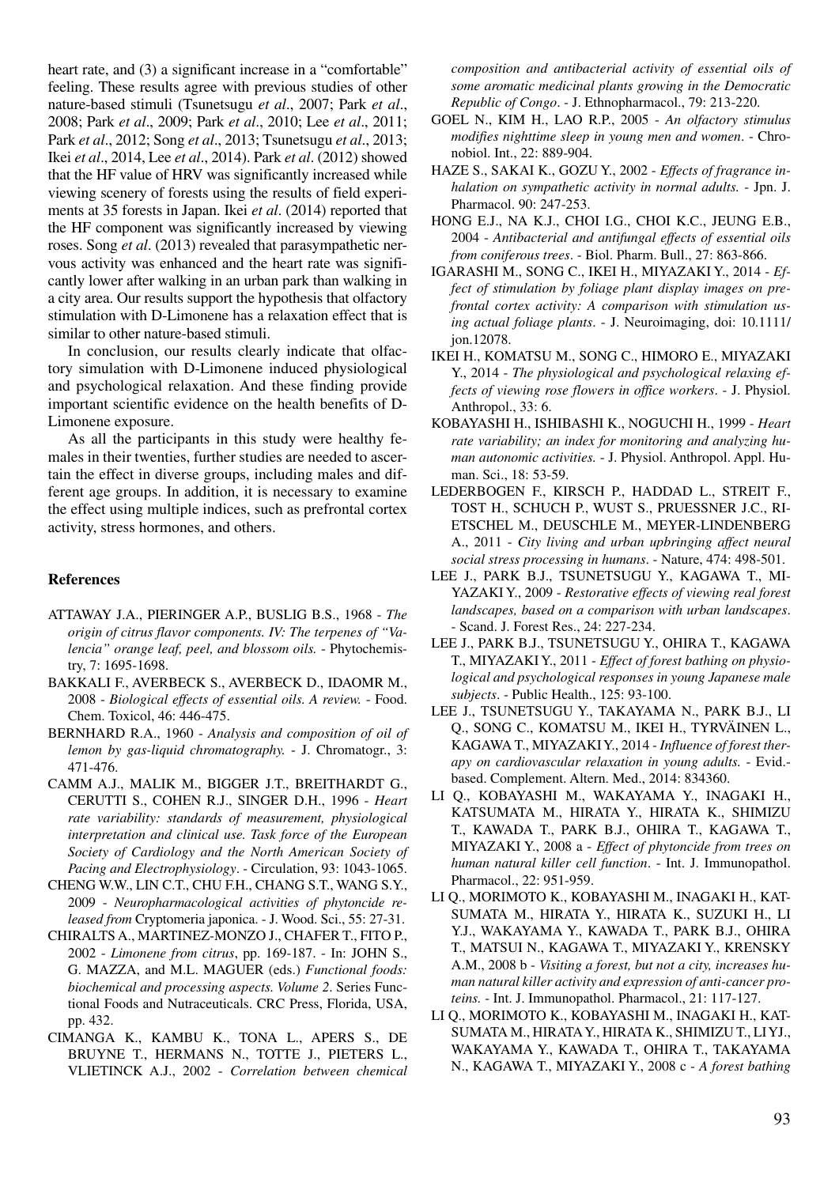heart rate, and (3) a significant increase in a "comfortable" feeling. These results agree with previous studies of other nature-based stimuli (Tsunetsugu *et al*., 2007; Park *et al*., 2008; Park *et al*., 2009; Park *et al*., 2010; Lee *et al*., 2011; Park *et al*., 2012; Song *et al*., 2013; Tsunetsugu *et al*., 2013; Ikei *et al*., 2014, Lee *et al*., 2014). Park *et al*. (2012) showed that the HF value of HRV was significantly increased while viewing scenery of forests using the results of field experiments at 35 forests in Japan. Ikei *et al*. (2014) reported that the HF component was significantly increased by viewing roses. Song *et al*. (2013) revealed that parasympathetic nervous activity was enhanced and the heart rate was significantly lower after walking in an urban park than walking in a city area. Our results support the hypothesis that olfactory stimulation with D-Limonene has a relaxation effect that is similar to other nature-based stimuli.

In conclusion, our results clearly indicate that olfactory simulation with D-Limonene induced physiological and psychological relaxation. And these finding provide important scientific evidence on the health benefits of D-Limonene exposure.

As all the participants in this study were healthy females in their twenties, further studies are needed to ascertain the effect in diverse groups, including males and different age groups. In addition, it is necessary to examine the effect using multiple indices, such as prefrontal cortex activity, stress hormones, and others.

## References

ATTAWAY J.A., PIERINGER A.P., BUSLIG B.S., 1968 - *The origin of citrus flavor components. IV: The terpenes of "Valencia" orange leaf, peel, and blossom oils.* - Phytochemistry, 7: 1695-1698.

BAKKALI F., AVERBECK S., AVERBECK D., IDAOMR M., 2008 - *Biological effects of essential oils. A review.* - Food. Chem. Toxicol, 46: 446-475.

BERNHARD R.A., 1960 - *Analysis and composition of oil of lemon by gas-liquid chromatography.* - J. Chromatogr., 3: 471-476.

CAMM A.J., MALIK M., BIGGER J.T., BREITHARDT G., CERUTTI S., COHEN R.J., SINGER D.H., 1996 - *Heart rate variability: standards of measurement, physiological interpretation and clinical use. Task force of the European Society of Cardiology and the North American Society of Pacing and Electrophysiology*. - Circulation, 93: 1043-1065.

CHENG W.W., LIN C.T., CHU F.H., CHANG S.T., WANG S.Y., 2009 - *Neuropharmacological activities of phytoncide released from* Cryptomeria japonica. - J. Wood. Sci., 55: 27-31.

CHIRALTS A., MARTINEZ-MONZO J., CHAFER T., FITO P., 2002 - *Limonene from citrus*, pp. 169-187. - In: JOHN S., G. MAZZA, and M.L. MAGUER (eds.) *Functional foods: biochemical and processing aspects. Volume 2*. Series Functional Foods and Nutraceuticals. CRC Press, Florida, USA, pp. 432.

CIMANGA K., KAMBU K., TONA L., APERS S., DE BRUYNE T., HERMANS N., TOTTE J., PIETERS L., VLIETINCK A.J., 2002 - *Correlation between chemical composition and antibacterial activity of essential oils of some aromatic medicinal plants growing in the Democratic Republic of Congo*. - J. Ethnopharmacol., 79: 213-220.

GOEL N., KIM H., LAO R.P., 2005 - *An olfactory stimulus modifies nighttime sleep in young men and women*. - Chronobiol. Int., 22: 889-904.

HAZE S., SAKAI K., GOZU Y., 2002 - *Effects of fragrance inhalation on sympathetic activity in normal adults.* - Jpn. J. Pharmacol. 90: 247-253.

HONG E.J., NA K.J., CHOI I.G., CHOI K.C., JEUNG E.B., 2004 - *Antibacterial and antifungal effects of essential oils from coniferous trees*. - Biol. Pharm. Bull., 27: 863-866.

IGARASHI M., SONG C., IKEI H., MIYAZAKI Y., 2014 - *Effect of stimulation by foliage plant display images on prefrontal cortex activity: A comparison with stimulation using actual foliage plants*. - J. Neuroimaging, doi: 10.1111/jon.12078.

IKEI H., KOMATSU M., SONG C., HIMORO E., MIYAZAKI Y., 2014 - *The physiological and psychological relaxing effects of viewing rose flowers in office workers*. - J. Physiol. Anthropol., 33: 6.

KOBAYASHI H., ISHIBASHI K., NOGUCHI H., 1999 - *Heart rate variability; an index for monitoring and analyzing human autonomic activities.* - J. Physiol. Anthropol. Appl. Human. Sci., 18: 53-59.

LEDERBOGEN F., KIRSCH P., HADDAD L., STREIT F., TOST H., SCHUCH P., WUST S., PRUESSNER J.C., RIETSCHEL M., DEUSCHLE M., MEYER-LINDENBERG A., 2011 - *City living and urban upbringing affect neural social stress processing in humans*. - Nature, 474: 498-501.

LEE J., PARK B.J., TSUNETSUGU Y., KAGAWA T., MIYAZAKI Y., 2009 - *Restorative effects of viewing real forest landscapes, based on a comparison with urban landscapes*. - Scand. J. Forest Res., 24: 227-234.

LEE J., PARK B.J., TSUNETSUGU Y., OHIRA T., KAGAWA T., MIYAZAKI Y., 2011 - *Effect of forest bathing on physiological and psychological responses in young Japanese male subjects*. - Public Health., 125: 93-100.

LEE J., TSUNETSUGU Y., TAKAYAMA N., PARK B.J., LI Q., SONG C., KOMATSU M., IKEI H., TYRVÄINEN L., KAGAWA T., MIYAZAKI Y., 2014 - *Influence of forest therapy on cardiovascular relaxation in young adults.* - Evid.-based. Complement. Altern. Med., 2014: 834360.

LI Q., KOBAYASHI M., WAKAYAMA Y., INAGAKI H., KATSUMATA M., HIRATA Y., HIRATA K., SHIMIZU T., KAWADA T., PARK B.J., OHIRA T., KAGAWA T., MIYAZAKI Y., 2008 a - *Effect of phytoncide from trees on human natural killer cell function*. - Int. J. Immunopathol. Pharmacol., 22: 951-959.

LI Q., MORIMOTO K., KOBAYASHI M., INAGAKI H., KATSUMATA M., HIRATA Y., HIRATA K., SUZUKI H., LI Y.J., WAKAYAMA Y., KAWADA T., PARK B.J., OHIRA T., MATSUI N., KAGAWA T., MIYAZAKI Y., KRENSKY A.M., 2008 b - *Visiting a forest, but not a city, increases human natural killer activity and expression of anti-cancer proteins.* - Int. J. Immunopathol. Pharmacol., 21: 117-127.

LI Q., MORIMOTO K., KOBAYASHI M., INAGAKI H., KATSUMATA M., HIRATA Y., HIRATA K., SHIMIZU T., LI YJ., WAKAYAMA Y., KAWADA T., OHIRA T., TAKAYAMA N., KAGAWA T., MIYAZAKI Y., 2008 c - *A forest bathing*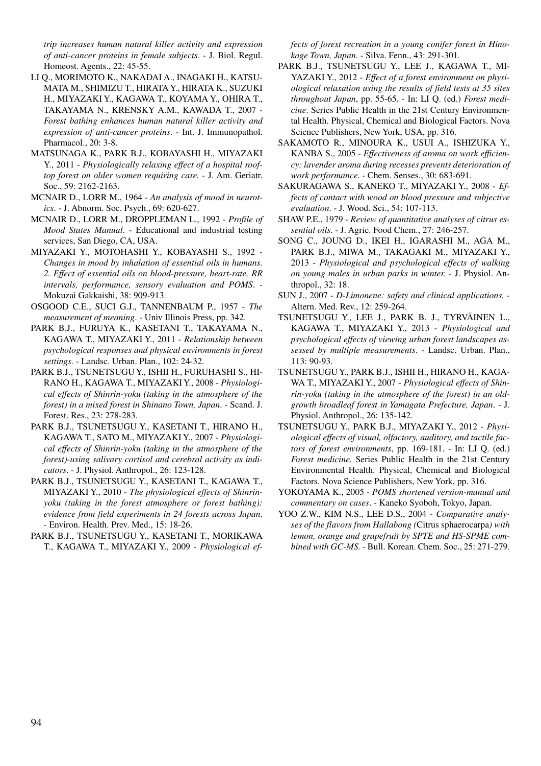*trip increases human natural killer activity and expression of anti-cancer proteins in female subjects*. - J. Biol. Regul. Homeost. Agents., 22: 45-55.

LI Q., MORIMOTO K., NAKADAI A., INAGAKI H., KATSUMATA M., SHIMIZU T., HIRATA Y., HIRATA K., SUZUKI H., MIYAZAKI Y., KAGAWA T., KOYAMA Y., OHIRA T., TAKAYAMA N., KRENSKY A.M., KAWADA T., 2007 - *Forest bathing enhances human natural killer activity and expression of anti-cancer proteins*. - Int. J. Immunopathol. Pharmacol., 20: 3-8.

MATSUNAGA K., PARK B.J., KOBAYASHI H., MIYAZAKI Y., 2011 - *Physiologically relaxing effect of a hospital rooftop forest on older women requiring care.* - J. Am. Geriatr. Soc., 59: 2162-2163.

MCNAIR D., LORR M., 1964 - *An analysis of mood in neurotics*. - J. Abnorm. Soc. Psych., 69: 620-627.

MCNAIR D., LORR M., DROPPLEMAN L., 1992 - *Profile of Mood States Manual*. - Educational and industrial testing services, San Diego, CA, USA.

MIYAZAKI Y., MOTOHASHI Y., KOBAYASHI S., 1992 - *Changes in mood by inhalation of essential oils in humans. 2. Effect of essential oils on blood-pressure, heart-rate, RR intervals, performance, sensory evaluation and POMS*. - Mokuzai Gakkaishi, 38: 909-913.

OSGOOD C.E., SUCI G.J., TANNENBAUM P., 1957 - *The measurement of meaning*. - Univ Illinois Press, pp. 342.

PARK B.J., FURUYA K., KASETANI T., TAKAYAMA N., KAGAWA T., MIYAZAKI Y., 2011 - *Relationship between psychological responses and physical environments in forest settings.* - Landsc. Urban. Plan., 102: 24-32.

PARK B.J., TSUNETSUGU Y., ISHII H., FURUHASHI S., HIRANO H., KAGAWA T., MIYAZAKI Y., 2008 - *Physiological effects of Shinrin-yoku (taking in the atmosphere of the forest) in a mixed forest in Shinano Town, Japan*. - Scand. J. Forest. Res., 23: 278-283.

PARK B.J., TSUNETSUGU Y., KASETANI T., HIRANO H., KAGAWA T., SATO M., MIYAZAKI Y., 2007 - *Physiological effects of Shinrin-yoku (taking in the atmosphere of the forest)-using salivary cortisol and cerebral activity as indicators*. - J. Physiol. Anthropol., 26: 123-128.

PARK B.J., TSUNETSUGU Y., KASETANI T., KAGAWA T., MIYAZAKI Y., 2010 - *The physiological effects of Shinrin-yoku (taking in the forest atmosphere or forest bathing): evidence from field experiments in 24 forests across Japan*. - Environ. Health. Prev. Med., 15: 18-26.

PARK B.J., TSUNETSUGU Y., KASETANI T., MORIKAWA T., KAGAWA T., MIYAZAKI Y., 2009 - *Physiological effects of forest recreation in a young conifer forest in Hinokage Town, Japan*. - Silva. Fenn., 43: 291-301.

PARK B.J., TSUNETSUGU Y., LEE J., KAGAWA T., MIYAZAKI Y., 2012 - *Effect of a forest environment on physiological relaxation using the results of field tests at 35 sites throughout Japan*, pp. 55-65. - In: LI Q. (ed.) *Forest medicine*. Series Public Health in the 21st Century Environmental Health. Physical, Chemical and Biological Factors. Nova Science Publishers, New York, USA, pp. 316.

SAKAMOTO R., MINOURA K., USUI A., ISHIZUKA Y., KANBA S., 2005 - *Effectiveness of aroma on work efficiency: lavender aroma during recesses prevents deterioration of work performance.* - Chem. Senses., 30: 683-691.

SAKURAGAWA S., KANEKO T., MIYAZAKI Y., 2008 - *Effects of contact with wood on blood pressure and subjective evaluation*. - J. Wood. Sci., 54: 107-113.

SHAW P.E., 1979 - *Review of quantitative analyses of citrus essential oils*. - J. Agric. Food Chem., 27: 246-257.

SONG C., JOUNG D., IKEI H., IGARASHI M., AGA M., PARK B.J., MIWA M., TAKAGAKI M., MIYAZAKI Y., 2013 - *Physiological and psychological effects of walking on young males in urban parks in winter.* - J. Physiol. Anthropol., 32: 18.

SUN J., 2007 - *D-Limonene: safety and clinical applications.* - Altern. Med. Rev., 12: 259-264.

TSUNETSUGU Y., LEE J., PARK B. J., TYRVÄINEN L., KAGAWA T., MIYAZAKI Y., 2013 - *Physiological and psychological effects of viewing urban forest landscapes assessed by multiple measurements*. - Landsc. Urban. Plan., 113: 90-93.

TSUNETSUGU Y., PARK B.J., ISHII H., HIRANO H., KAGAWA T., MIYAZAKI Y., 2007 - *Physiological effects of Shinrin-yoku (taking in the atmosphere of the forest) in an old-growth broadleaf forest in Yamagata Prefecture, Japan*. - J. Physiol. Anthropol., 26: 135-142.

TSUNETSUGU Y., PARK B.J., MIYAZAKI Y., 2012 - *Physiological effects of visual, olfactory, auditory, and tactile factors of forest environments*, pp. 169-181. - In: LI Q. (ed.) *Forest medicine.* Series Public Health in the 21st Century Environmental Health. Physical, Chemical and Biological Factors. Nova Science Publishers, New York, pp. 316.

YOKOYAMA K., 2005 - *POMS shortened version-manual and commentary on cases*. - Kaneko Syoboh, Tokyo, Japan.

YOO Z.W., KIM N.S., LEE D.S., 2004 - *Comparative analyses of the flavors from Hallabong (*Citrus sphaerocarpa*) with lemon, orange and grapefruit by SPTE and HS-SPME combined with GC-MS.* - Bull. Korean. Chem. Soc., 25: 271-279.